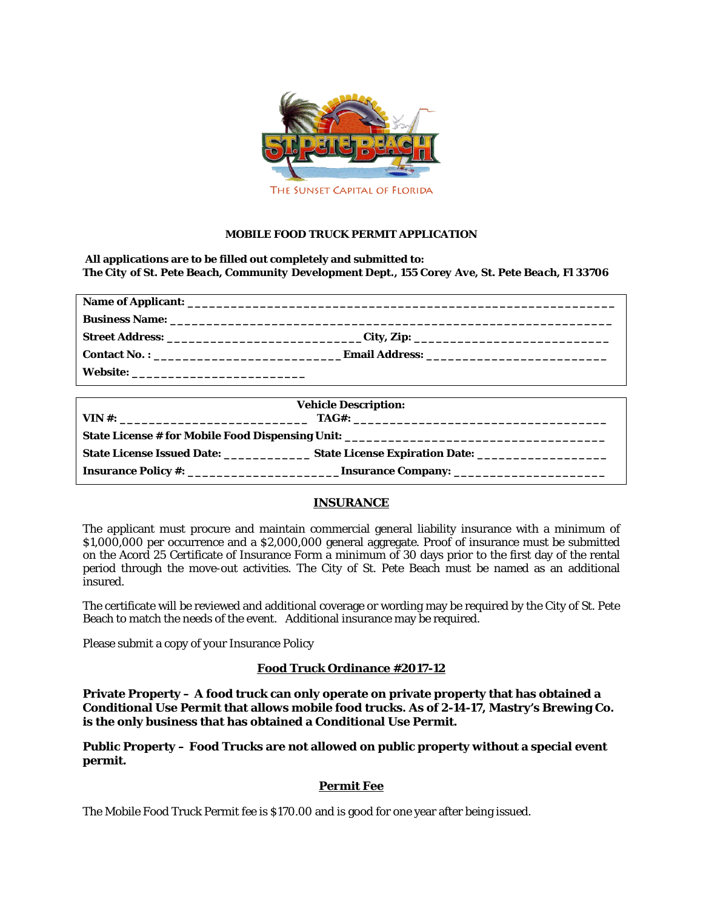THE SUNSET CAPITAL OF FLORIDA

**MOBILE FOOD TRUCK PERMIT APPLICATION**

**All applications are to be filled out completely and submitted to:**
***The City of St. Pete Beach, Community Development Dept., 155 Corey Ave, St. Pete Beach, Fl 33706***

**Name of Applicant:** ____________________________________________________________

**Business Name:** ____________________________________________________________

**Street Address:** ___________________________ **City, Zip:** ___________________________

**Contact No. :** __________________________ **Email Address:** __________________________

**Website:** _________________________

**Vehicle Description:**

**VIN #:** ___________________________ **TAG#:** ____________________________________

**State License # for Mobile Food Dispensing Unit:** ____________________________________

**State License Issued Date:** ____________ **State License Expiration Date:** __________________

**Insurance Policy #:** _____________________ **Insurance Company:** _____________________

## INSURANCE

The applicant must procure and maintain commercial general liability insurance with a minimum of $1,000,000 per occurrence and a $2,000,000 general aggregate. Proof of insurance must be submitted on the Acord 25 Certificate of Insurance Form a minimum of 30 days prior to the first day of the rental period through the move-out activities. The City of St. Pete Beach must be named as an additional insured.

The certificate will be reviewed and additional coverage or wording may be required by the City of St. Pete Beach to match the needs of the event. Additional insurance may be required.

Please submit a copy of your Insurance Policy

## Food Truck Ordinance #2017-12

**Private Property – A food truck can only operate on private property that has obtained a Conditional Use Permit that allows mobile food trucks. As of 2-14-17, Mastry's Brewing Co. is the only business that has obtained a Conditional Use Permit.**

**Public Property – Food Trucks are not allowed on public property without a special event permit.**

## Permit Fee

The Mobile Food Truck Permit fee is $170.00 and is good for one year after being issued.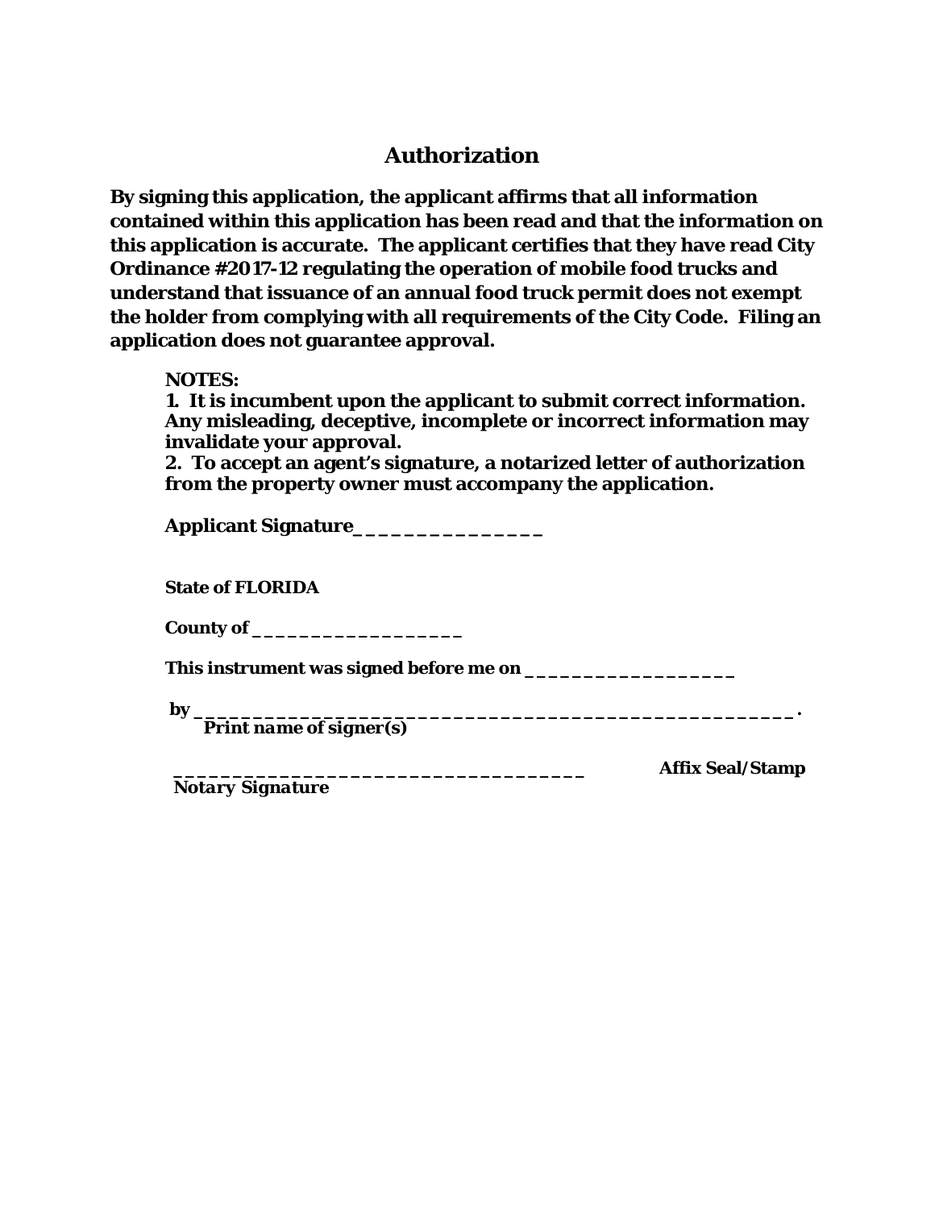## Authorization

**By signing this application, the applicant affirms that all information contained within this application has been read and that the information on this application is accurate. The applicant certifies that they have read City Ordinance #2017-12 regulating the operation of mobile food trucks and understand that issuance of an annual food truck permit does not exempt the holder from complying with all requirements of the City Code. Filing an application does not guarantee approval.**

**NOTES:**

**1. It is incumbent upon the applicant to submit correct information. Any misleading, deceptive, incomplete or incorrect information may invalidate your approval.**

**2. To accept an agent's signature, a notarized letter of authorization from the property owner must accompany the application.**

**Applicant Signature________________**

**State of FLORIDA**

**County of ___________________**

**This instrument was signed before me on ___________________**

**by _______________________________________________________.**
***Print name of signer(s)***

**_____________________________________** **Affix Seal/Stamp**
***Notary Signature***